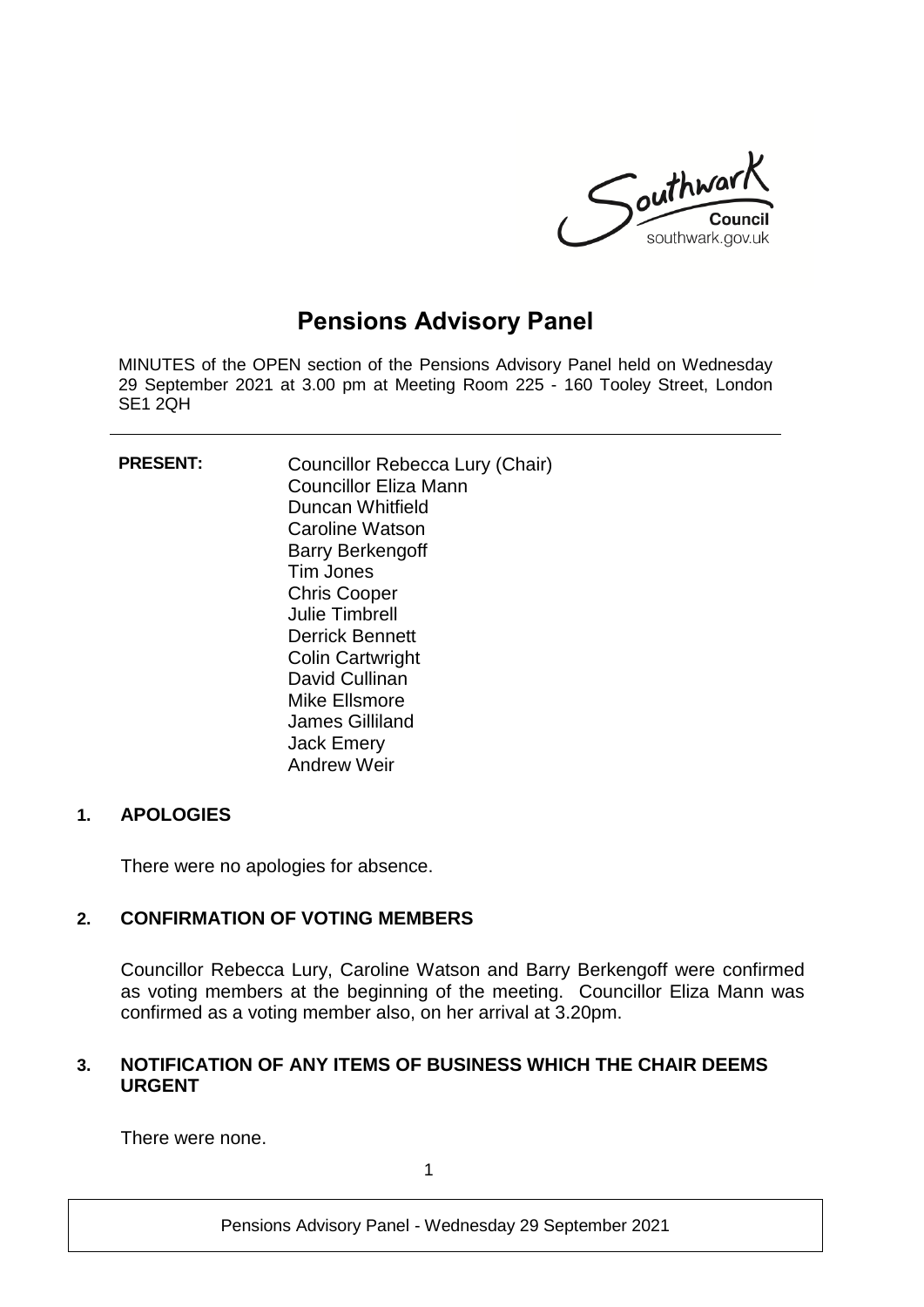Southwark Council
southwark.gov.uk

# Pensions Advisory Panel

MINUTES of the OPEN section of the Pensions Advisory Panel held on Wednesday 29 September 2021 at 3.00 pm at Meeting Room 225 - 160 Tooley Street, London SE1 2QH

**PRESENT:**

Councillor Rebecca Lury (Chair)
Councillor Eliza Mann
Duncan Whitfield
Caroline Watson
Barry Berkengoff
Tim Jones
Chris Cooper
Julie Timbrell
Derrick Bennett
Colin Cartwright
David Cullinan
Mike Ellsmore
James Gilliland
Jack Emery
Andrew Weir

## 1. APOLOGIES

There were no apologies for absence.

## 2. CONFIRMATION OF VOTING MEMBERS

Councillor Rebecca Lury, Caroline Watson and Barry Berkengoff were confirmed as voting members at the beginning of the meeting. Councillor Eliza Mann was confirmed as a voting member also, on her arrival at 3.20pm.

## 3. NOTIFICATION OF ANY ITEMS OF BUSINESS WHICH THE CHAIR DEEMS URGENT

There were none.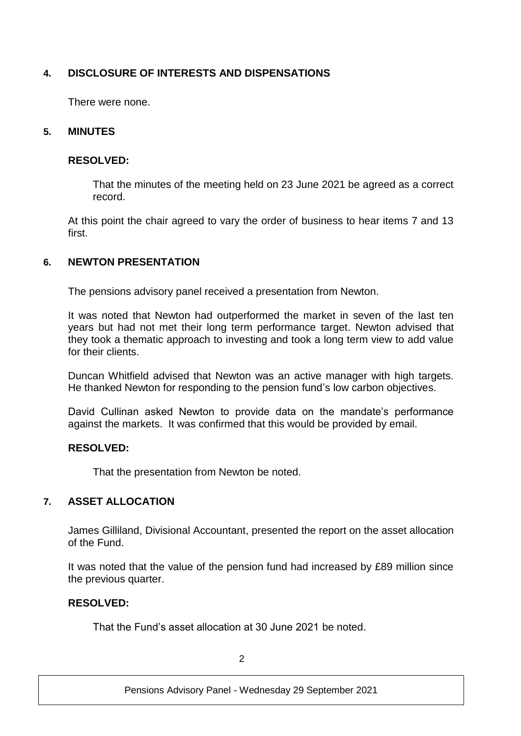## 4. DISCLOSURE OF INTERESTS AND DISPENSATIONS

There were none.

## 5. MINUTES

**RESOLVED:**

That the minutes of the meeting held on 23 June 2021 be agreed as a correct record.

At this point the chair agreed to vary the order of business to hear items 7 and 13 first.

## 6. NEWTON PRESENTATION

The pensions advisory panel received a presentation from Newton.

It was noted that Newton had outperformed the market in seven of the last ten years but had not met their long term performance target. Newton advised that they took a thematic approach to investing and took a long term view to add value for their clients.

Duncan Whitfield advised that Newton was an active manager with high targets. He thanked Newton for responding to the pension fund's low carbon objectives.

David Cullinan asked Newton to provide data on the mandate's performance against the markets. It was confirmed that this would be provided by email.

**RESOLVED:**

That the presentation from Newton be noted.

## 7. ASSET ALLOCATION

James Gilliland, Divisional Accountant, presented the report on the asset allocation of the Fund.

It was noted that the value of the pension fund had increased by £89 million since the previous quarter.

**RESOLVED:**

That the Fund's asset allocation at 30 June 2021 be noted.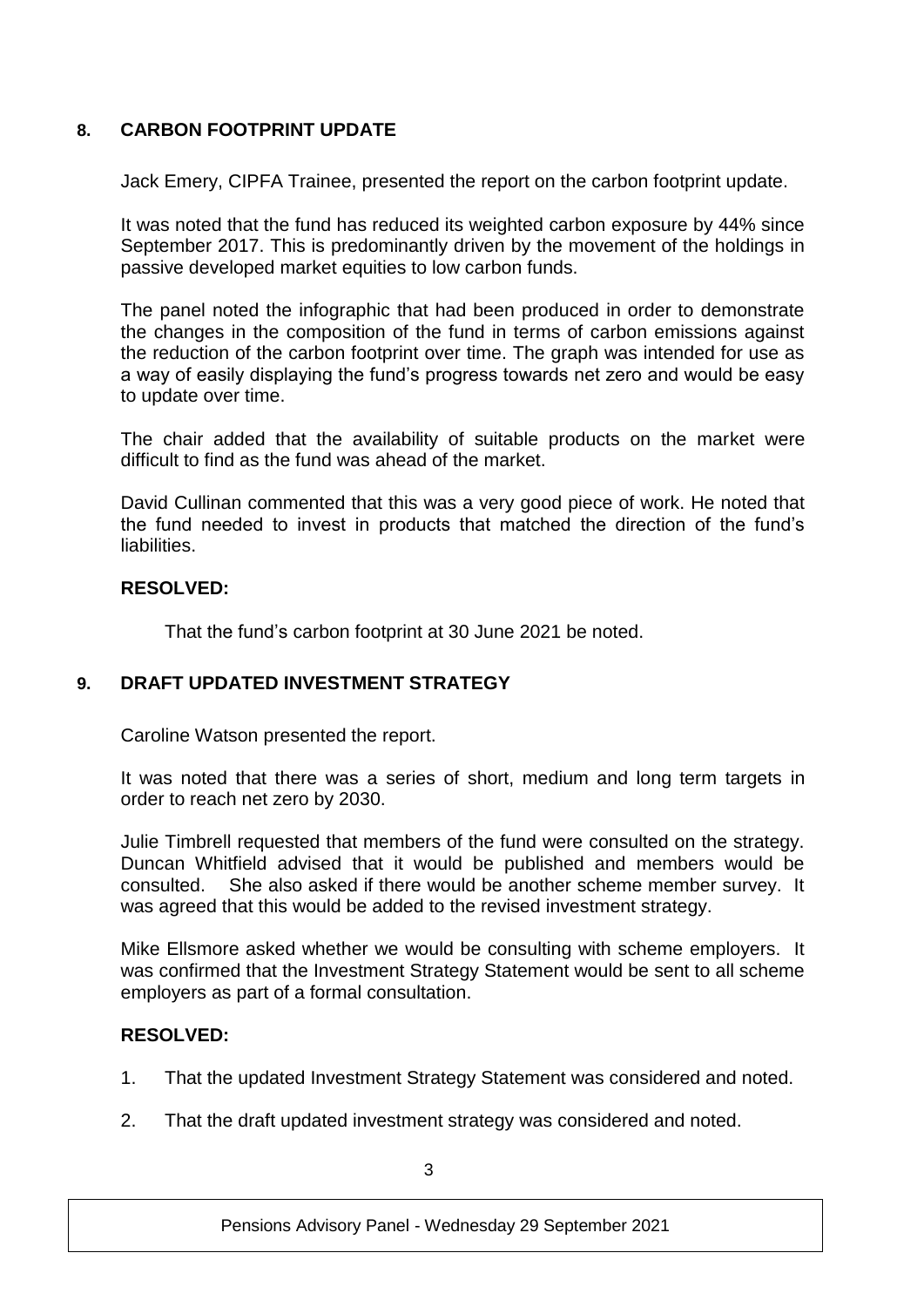## 8. CARBON FOOTPRINT UPDATE

Jack Emery, CIPFA Trainee, presented the report on the carbon footprint update.

It was noted that the fund has reduced its weighted carbon exposure by 44% since September 2017. This is predominantly driven by the movement of the holdings in passive developed market equities to low carbon funds.

The panel noted the infographic that had been produced in order to demonstrate the changes in the composition of the fund in terms of carbon emissions against the reduction of the carbon footprint over time. The graph was intended for use as a way of easily displaying the fund's progress towards net zero and would be easy to update over time.

The chair added that the availability of suitable products on the market were difficult to find as the fund was ahead of the market.

David Cullinan commented that this was a very good piece of work. He noted that the fund needed to invest in products that matched the direction of the fund's liabilities.

**RESOLVED:**

That the fund's carbon footprint at 30 June 2021 be noted.

## 9. DRAFT UPDATED INVESTMENT STRATEGY

Caroline Watson presented the report.

It was noted that there was a series of short, medium and long term targets in order to reach net zero by 2030.

Julie Timbrell requested that members of the fund were consulted on the strategy. Duncan Whitfield advised that it would be published and members would be consulted. She also asked if there would be another scheme member survey. It was agreed that this would be added to the revised investment strategy.

Mike Ellsmore asked whether we would be consulting with scheme employers. It was confirmed that the Investment Strategy Statement would be sent to all scheme employers as part of a formal consultation.

**RESOLVED:**

1. That the updated Investment Strategy Statement was considered and noted.
2. That the draft updated investment strategy was considered and noted.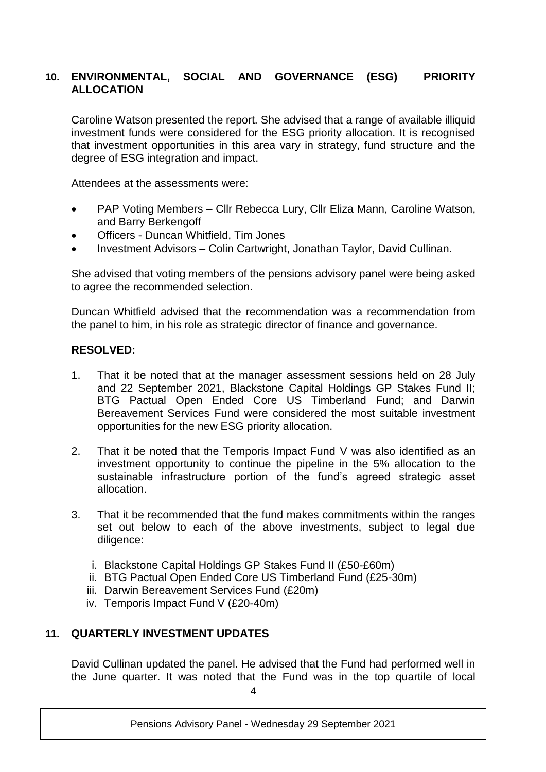## 10. ENVIRONMENTAL, SOCIAL AND GOVERNANCE (ESG) PRIORITY ALLOCATION

Caroline Watson presented the report. She advised that a range of available illiquid investment funds were considered for the ESG priority allocation. It is recognised that investment opportunities in this area vary in strategy, fund structure and the degree of ESG integration and impact.

Attendees at the assessments were:

- PAP Voting Members – Cllr Rebecca Lury, Cllr Eliza Mann, Caroline Watson, and Barry Berkengoff
- Officers - Duncan Whitfield, Tim Jones
- Investment Advisors – Colin Cartwright, Jonathan Taylor, David Cullinan.

She advised that voting members of the pensions advisory panel were being asked to agree the recommended selection.

Duncan Whitfield advised that the recommendation was a recommendation from the panel to him, in his role as strategic director of finance and governance.

**RESOLVED:**

1. That it be noted that at the manager assessment sessions held on 28 July and 22 September 2021, Blackstone Capital Holdings GP Stakes Fund II; BTG Pactual Open Ended Core US Timberland Fund; and Darwin Bereavement Services Fund were considered the most suitable investment opportunities for the new ESG priority allocation.

2. That it be noted that the Temporis Impact Fund V was also identified as an investment opportunity to continue the pipeline in the 5% allocation to the sustainable infrastructure portion of the fund's agreed strategic asset allocation.

3. That it be recommended that the fund makes commitments within the ranges set out below to each of the above investments, subject to legal due diligence:

   i. Blackstone Capital Holdings GP Stakes Fund II (£50-£60m)
   ii. BTG Pactual Open Ended Core US Timberland Fund (£25-30m)
   iii. Darwin Bereavement Services Fund (£20m)
   iv. Temporis Impact Fund V (£20-40m)

## 11. QUARTERLY INVESTMENT UPDATES

David Cullinan updated the panel. He advised that the Fund had performed well in the June quarter. It was noted that the Fund was in the top quartile of local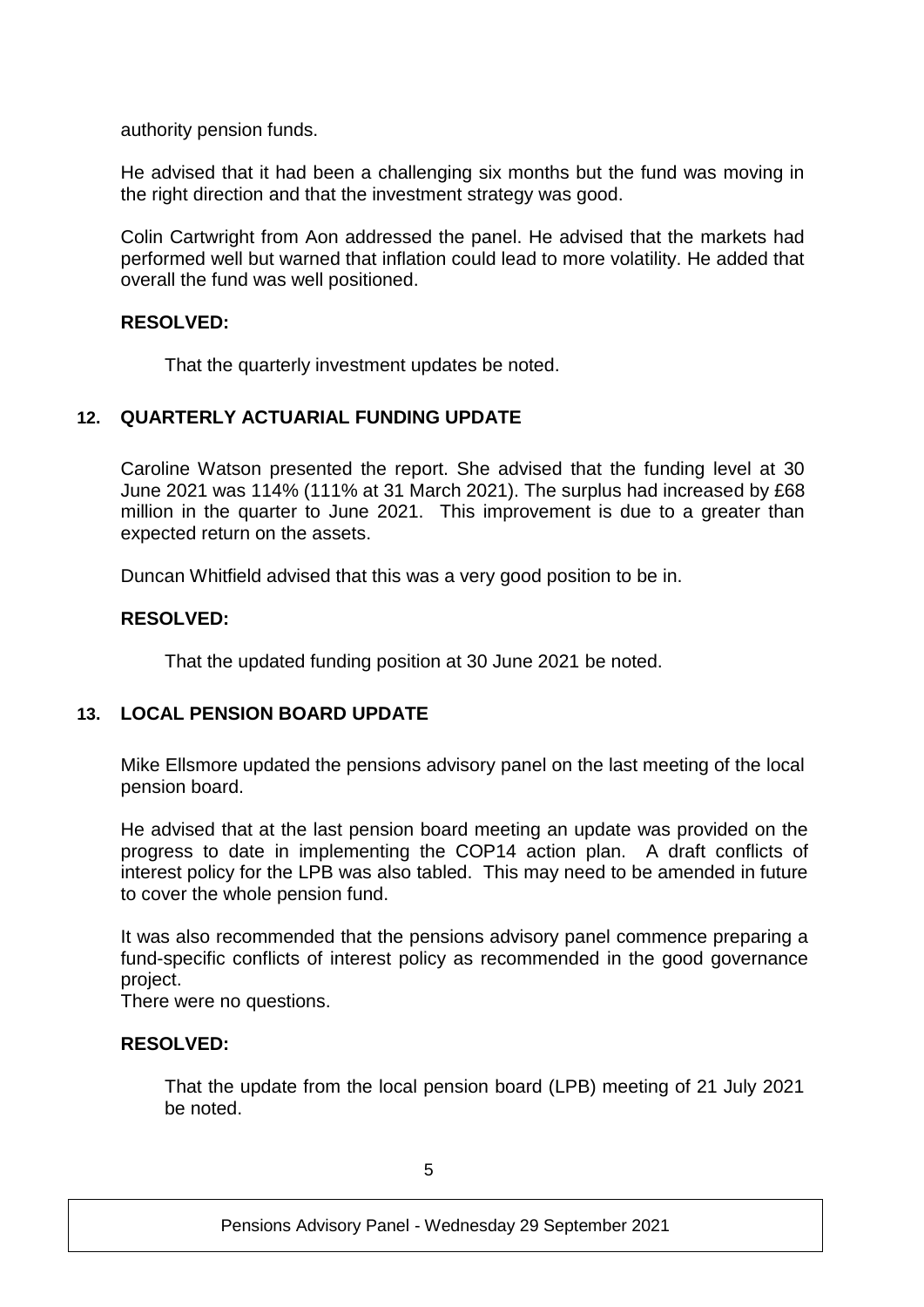authority pension funds.

He advised that it had been a challenging six months but the fund was moving in the right direction and that the investment strategy was good.

Colin Cartwright from Aon addressed the panel. He advised that the markets had performed well but warned that inflation could lead to more volatility. He added that overall the fund was well positioned.

**RESOLVED:**

That the quarterly investment updates be noted.

## 12. QUARTERLY ACTUARIAL FUNDING UPDATE

Caroline Watson presented the report. She advised that the funding level at 30 June 2021 was 114% (111% at 31 March 2021). The surplus had increased by £68 million in the quarter to June 2021. This improvement is due to a greater than expected return on the assets.

Duncan Whitfield advised that this was a very good position to be in.

**RESOLVED:**

That the updated funding position at 30 June 2021 be noted.

## 13. LOCAL PENSION BOARD UPDATE

Mike Ellsmore updated the pensions advisory panel on the last meeting of the local pension board.

He advised that at the last pension board meeting an update was provided on the progress to date in implementing the COP14 action plan. A draft conflicts of interest policy for the LPB was also tabled. This may need to be amended in future to cover the whole pension fund.

It was also recommended that the pensions advisory panel commence preparing a fund-specific conflicts of interest policy as recommended in the good governance project.
There were no questions.

**RESOLVED:**

That the update from the local pension board (LPB) meeting of 21 July 2021 be noted.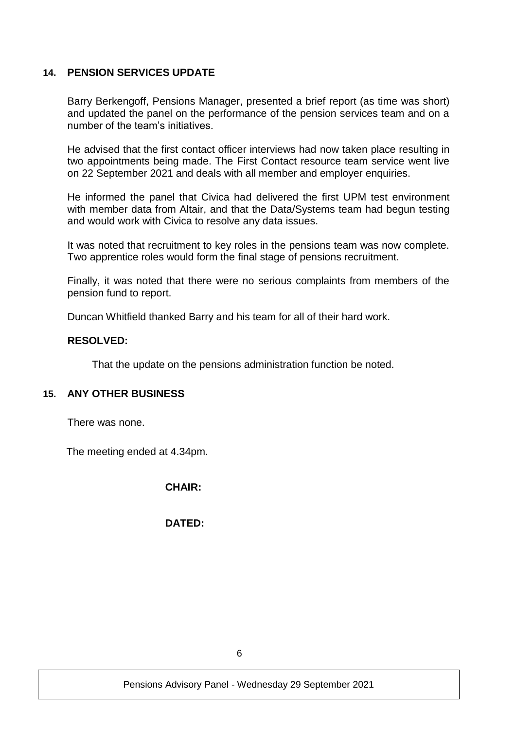## 14. PENSION SERVICES UPDATE

Barry Berkengoff, Pensions Manager, presented a brief report (as time was short) and updated the panel on the performance of the pension services team and on a number of the team's initiatives.

He advised that the first contact officer interviews had now taken place resulting in two appointments being made. The First Contact resource team service went live on 22 September 2021 and deals with all member and employer enquiries.

He informed the panel that Civica had delivered the first UPM test environment with member data from Altair, and that the Data/Systems team had begun testing and would work with Civica to resolve any data issues.

It was noted that recruitment to key roles in the pensions team was now complete. Two apprentice roles would form the final stage of pensions recruitment.

Finally, it was noted that there were no serious complaints from members of the pension fund to report.

Duncan Whitfield thanked Barry and his team for all of their hard work.

**RESOLVED:**

That the update on the pensions administration function be noted.

## 15. ANY OTHER BUSINESS

There was none.

The meeting ended at 4.34pm.

**CHAIR:**

**DATED:**